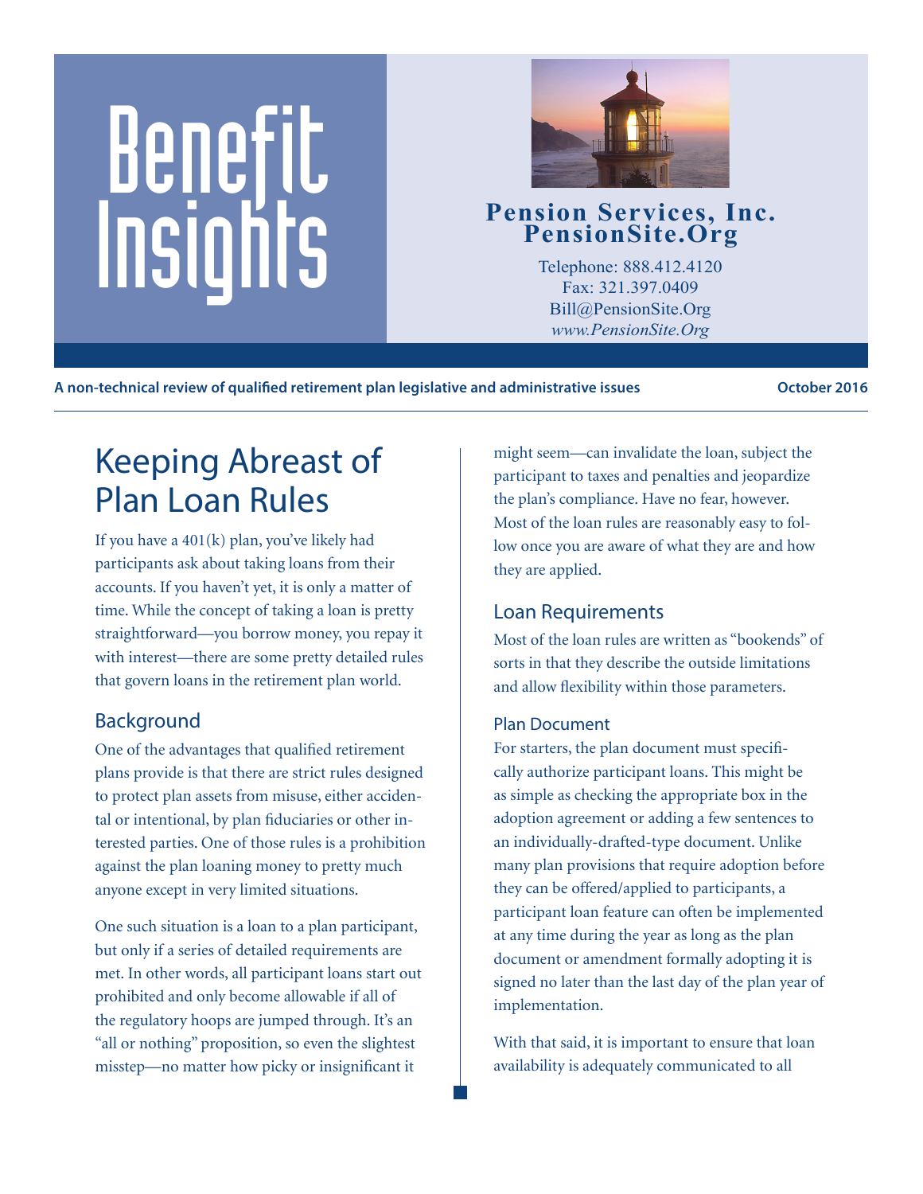# Benefit Insights

**Pension Services, Inc.**
**PensionSite.Org**

Telephone: 888.412.4120
Fax: 321.397.0409
Bill@PensionSite.Org
*www.PensionSite.Org*

**A non-technical review of qualified retirement plan legislative and administrative issues** — **October 2016**

## Keeping Abreast of Plan Loan Rules

If you have a 401(k) plan, you've likely had participants ask about taking loans from their accounts. If you haven't yet, it is only a matter of time. While the concept of taking a loan is pretty straightforward—you borrow money, you repay it with interest—there are some pretty detailed rules that govern loans in the retirement plan world.

### Background

One of the advantages that qualified retirement plans provide is that there are strict rules designed to protect plan assets from misuse, either accidental or intentional, by plan fiduciaries or other interested parties. One of those rules is a prohibition against the plan loaning money to pretty much anyone except in very limited situations.

One such situation is a loan to a plan participant, but only if a series of detailed requirements are met. In other words, all participant loans start out prohibited and only become allowable if all of the regulatory hoops are jumped through. It's an "all or nothing" proposition, so even the slightest misstep—no matter how picky or insignificant it might seem—can invalidate the loan, subject the participant to taxes and penalties and jeopardize the plan's compliance. Have no fear, however. Most of the loan rules are reasonably easy to follow once you are aware of what they are and how they are applied.

### Loan Requirements

Most of the loan rules are written as "bookends" of sorts in that they describe the outside limitations and allow flexibility within those parameters.

#### Plan Document

For starters, the plan document must specifically authorize participant loans. This might be as simple as checking the appropriate box in the adoption agreement or adding a few sentences to an individually-drafted-type document. Unlike many plan provisions that require adoption before they can be offered/applied to participants, a participant loan feature can often be implemented at any time during the year as long as the plan document or amendment formally adopting it is signed no later than the last day of the plan year of implementation.

With that said, it is important to ensure that loan availability is adequately communicated to all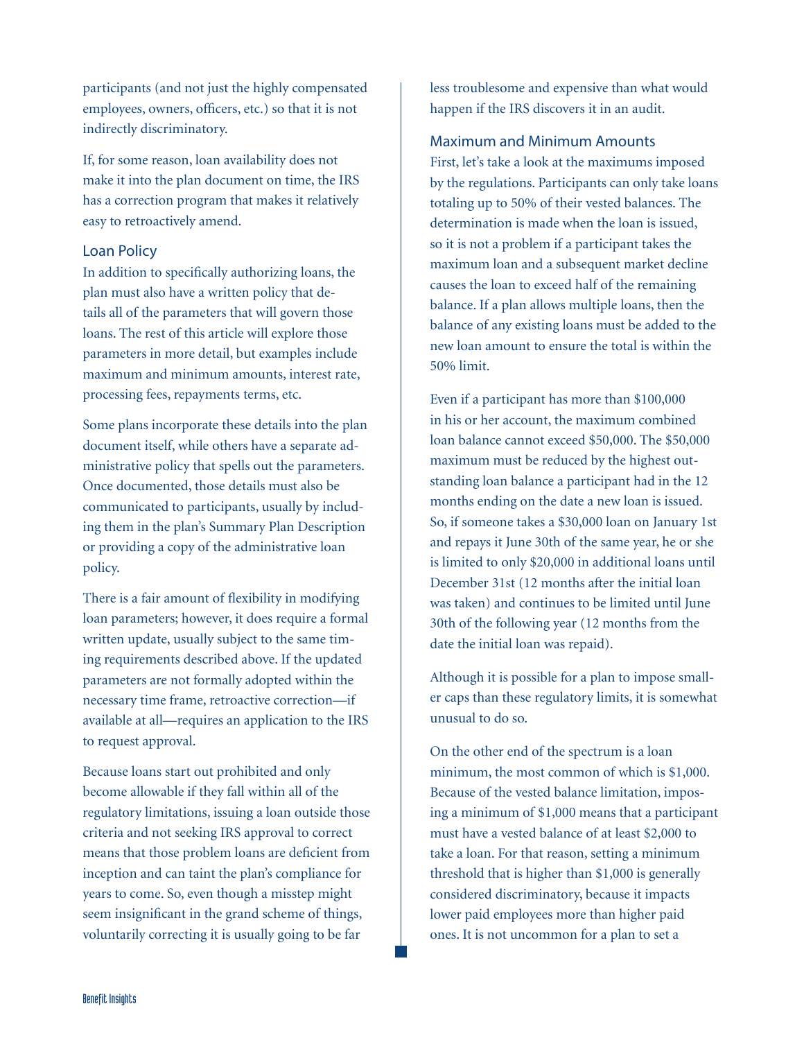participants (and not just the highly compensated employees, owners, officers, etc.) so that it is not indirectly discriminatory.

If, for some reason, loan availability does not make it into the plan document on time, the IRS has a correction program that makes it relatively easy to retroactively amend.

## Loan Policy

In addition to specifically authorizing loans, the plan must also have a written policy that details all of the parameters that will govern those loans. The rest of this article will explore those parameters in more detail, but examples include maximum and minimum amounts, interest rate, processing fees, repayments terms, etc.

Some plans incorporate these details into the plan document itself, while others have a separate administrative policy that spells out the parameters. Once documented, those details must also be communicated to participants, usually by including them in the plan's Summary Plan Description or providing a copy of the administrative loan policy.

There is a fair amount of flexibility in modifying loan parameters; however, it does require a formal written update, usually subject to the same timing requirements described above. If the updated parameters are not formally adopted within the necessary time frame, retroactive correction—if available at all—requires an application to the IRS to request approval.

Because loans start out prohibited and only become allowable if they fall within all of the regulatory limitations, issuing a loan outside those criteria and not seeking IRS approval to correct means that those problem loans are deficient from inception and can taint the plan's compliance for years to come. So, even though a misstep might seem insignificant in the grand scheme of things, voluntarily correcting it is usually going to be far less troublesome and expensive than what would happen if the IRS discovers it in an audit.

## Maximum and Minimum Amounts

First, let's take a look at the maximums imposed by the regulations. Participants can only take loans totaling up to 50% of their vested balances. The determination is made when the loan is issued, so it is not a problem if a participant takes the maximum loan and a subsequent market decline causes the loan to exceed half of the remaining balance. If a plan allows multiple loans, then the balance of any existing loans must be added to the new loan amount to ensure the total is within the 50% limit.

Even if a participant has more than $100,000 in his or her account, the maximum combined loan balance cannot exceed $50,000. The $50,000 maximum must be reduced by the highest outstanding loan balance a participant had in the 12 months ending on the date a new loan is issued. So, if someone takes a $30,000 loan on January 1st and repays it June 30th of the same year, he or she is limited to only $20,000 in additional loans until December 31st (12 months after the initial loan was taken) and continues to be limited until June 30th of the following year (12 months from the date the initial loan was repaid).

Although it is possible for a plan to impose smaller caps than these regulatory limits, it is somewhat unusual to do so.

On the other end of the spectrum is a loan minimum, the most common of which is $1,000. Because of the vested balance limitation, imposing a minimum of $1,000 means that a participant must have a vested balance of at least $2,000 to take a loan. For that reason, setting a minimum threshold that is higher than $1,000 is generally considered discriminatory, because it impacts lower paid employees more than higher paid ones. It is not uncommon for a plan to set a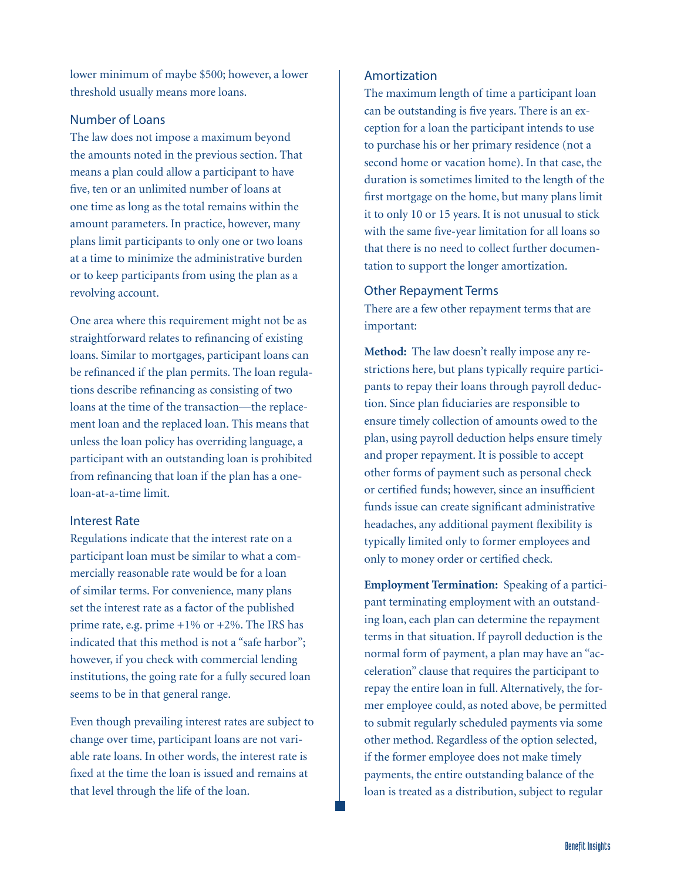lower minimum of maybe $500; however, a lower threshold usually means more loans.

### Number of Loans

The law does not impose a maximum beyond the amounts noted in the previous section. That means a plan could allow a participant to have five, ten or an unlimited number of loans at one time as long as the total remains within the amount parameters. In practice, however, many plans limit participants to only one or two loans at a time to minimize the administrative burden or to keep participants from using the plan as a revolving account.

One area where this requirement might not be as straightforward relates to refinancing of existing loans. Similar to mortgages, participant loans can be refinanced if the plan permits. The loan regulations describe refinancing as consisting of two loans at the time of the transaction—the replacement loan and the replaced loan. This means that unless the loan policy has overriding language, a participant with an outstanding loan is prohibited from refinancing that loan if the plan has a one-loan-at-a-time limit.

### Interest Rate

Regulations indicate that the interest rate on a participant loan must be similar to what a commercially reasonable rate would be for a loan of similar terms. For convenience, many plans set the interest rate as a factor of the published prime rate, e.g. prime +1% or +2%. The IRS has indicated that this method is not a "safe harbor"; however, if you check with commercial lending institutions, the going rate for a fully secured loan seems to be in that general range.

Even though prevailing interest rates are subject to change over time, participant loans are not variable rate loans. In other words, the interest rate is fixed at the time the loan is issued and remains at that level through the life of the loan.

### Amortization

The maximum length of time a participant loan can be outstanding is five years. There is an exception for a loan the participant intends to use to purchase his or her primary residence (not a second home or vacation home). In that case, the duration is sometimes limited to the length of the first mortgage on the home, but many plans limit it to only 10 or 15 years. It is not unusual to stick with the same five-year limitation for all loans so that there is no need to collect further documentation to support the longer amortization.

### Other Repayment Terms

There are a few other repayment terms that are important:

**Method:** The law doesn't really impose any restrictions here, but plans typically require participants to repay their loans through payroll deduction. Since plan fiduciaries are responsible to ensure timely collection of amounts owed to the plan, using payroll deduction helps ensure timely and proper repayment. It is possible to accept other forms of payment such as personal check or certified funds; however, since an insufficient funds issue can create significant administrative headaches, any additional payment flexibility is typically limited only to former employees and only to money order or certified check.

**Employment Termination:** Speaking of a participant terminating employment with an outstanding loan, each plan can determine the repayment terms in that situation. If payroll deduction is the normal form of payment, a plan may have an "acceleration" clause that requires the participant to repay the entire loan in full. Alternatively, the former employee could, as noted above, be permitted to submit regularly scheduled payments via some other method. Regardless of the option selected, if the former employee does not make timely payments, the entire outstanding balance of the loan is treated as a distribution, subject to regular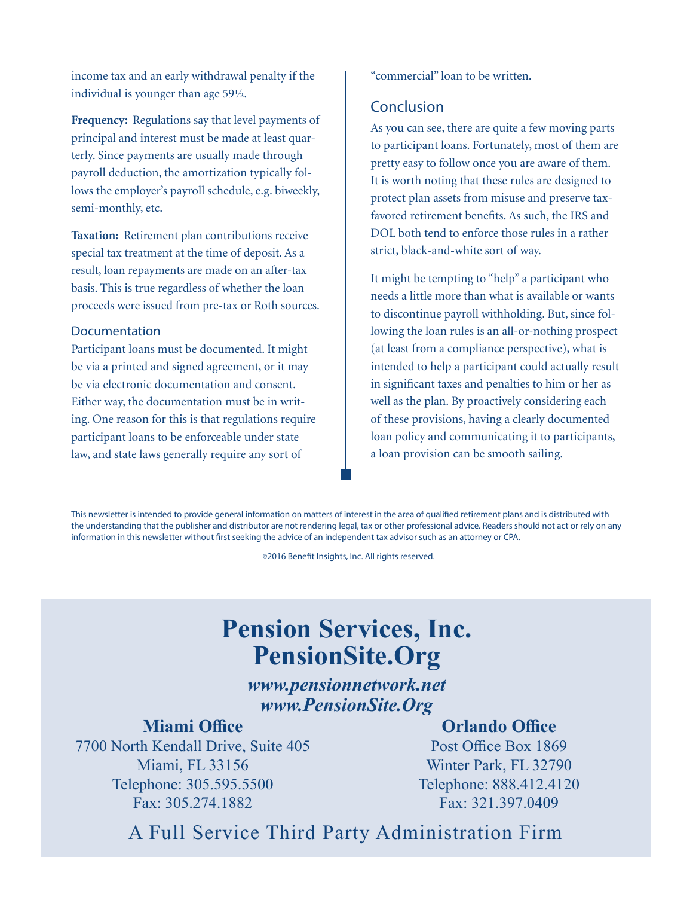income tax and an early withdrawal penalty if the individual is younger than age 59½.

**Frequency:** Regulations say that level payments of principal and interest must be made at least quarterly. Since payments are usually made through payroll deduction, the amortization typically follows the employer's payroll schedule, e.g. biweekly, semi-monthly, etc.

**Taxation:** Retirement plan contributions receive special tax treatment at the time of deposit. As a result, loan repayments are made on an after-tax basis. This is true regardless of whether the loan proceeds were issued from pre-tax or Roth sources.

### Documentation

Participant loans must be documented. It might be via a printed and signed agreement, or it may be via electronic documentation and consent. Either way, the documentation must be in writing. One reason for this is that regulations require participant loans to be enforceable under state law, and state laws generally require any sort of "commercial" loan to be written.

### Conclusion

As you can see, there are quite a few moving parts to participant loans. Fortunately, most of them are pretty easy to follow once you are aware of them. It is worth noting that these rules are designed to protect plan assets from misuse and preserve tax-favored retirement benefits. As such, the IRS and DOL both tend to enforce those rules in a rather strict, black-and-white sort of way.

It might be tempting to "help" a participant who needs a little more than what is available or wants to discontinue payroll withholding. But, since following the loan rules is an all-or-nothing prospect (at least from a compliance perspective), what is intended to help a participant could actually result in significant taxes and penalties to him or her as well as the plan. By proactively considering each of these provisions, having a clearly documented loan policy and communicating it to participants, a loan provision can be smooth sailing.

This newsletter is intended to provide general information on matters of interest in the area of qualified retirement plans and is distributed with the understanding that the publisher and distributor are not rendering legal, tax or other professional advice. Readers should not act or rely on any information in this newsletter without first seeking the advice of an independent tax advisor such as an attorney or CPA.

©2016 Benefit Insights, Inc. All rights reserved.

# Pension Services, Inc.
# PensionSite.Org

***www.pensionnetwork.net***
***www.PensionSite.Org***

**Miami Office**
7700 North Kendall Drive, Suite 405
Miami, FL 33156
Telephone: 305.595.5500
Fax: 305.274.1882

**Orlando Office**
Post Office Box 1869
Winter Park, FL 32790
Telephone: 888.412.4120
Fax: 321.397.0409

A Full Service Third Party Administration Firm